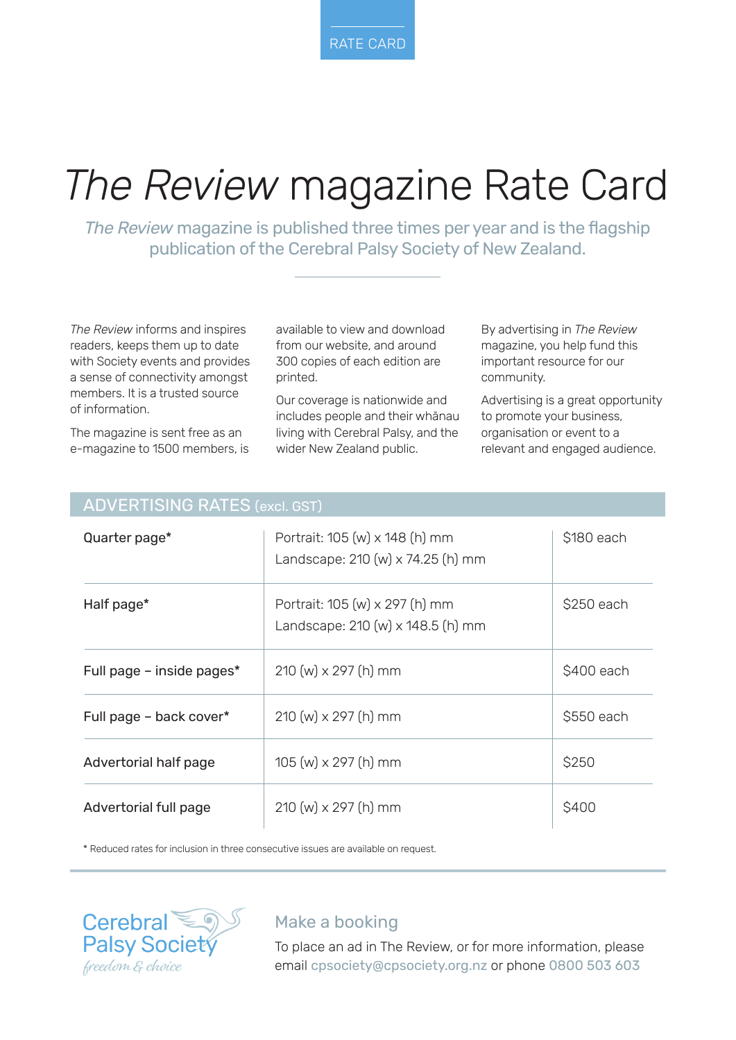RATE CARD

# *The Review* magazine Rate Card

*The Review* magazine is published three times per year and is the flagship publication of the Cerebral Palsy Society of New Zealand.

*The Review* informs and inspires readers, keeps them up to date with Society events and provides a sense of connectivity amongst members. It is a trusted source of information.

The magazine is sent free as an e-magazine to 1500 members, is available to view and download from our website, and around 300 copies of each edition are printed.

Our coverage is nationwide and includes people and their whānau living with Cerebral Palsy, and the wider New Zealand public.

By advertising in *The Review* magazine, you help fund this important resource for our community.

Advertising is a great opportunity to promote your business, organisation or event to a relevant and engaged audience.

## ADVERTISING RATES (excl. GST)

| | | |
|---|---|---|
| Quarter page* | Portrait: 105 (w) x 148 (h) mm<br>Landscape: 210 (w) x 74.25 (h) mm | $180 each |
| Half page* | Portrait: 105 (w) x 297 (h) mm<br>Landscape: 210 (w) x 148.5 (h) mm | $250 each |
| Full page – inside pages* | 210 (w) x 297 (h) mm | $400 each |
| Full page – back cover* | 210 (w) x 297 (h) mm | $550 each |
| Advertorial half page | 105 (w) x 297 (h) mm | $250 |
| Advertorial full page | 210 (w) x 297 (h) mm | $400 |

* Reduced rates for inclusion in three consecutive issues are available on request.

Cerebral Palsy Society
*freedom & choice*

## Make a booking

To place an ad in The Review, or for more information, please email cpsociety@cpsociety.org.nz or phone 0800 503 603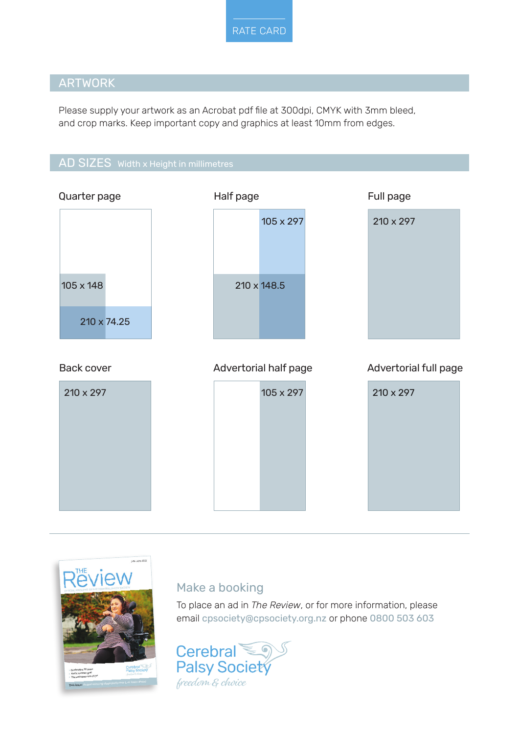RATE CARD

## ARTWORK

Please supply your artwork as an Acrobat pdf file at 300dpi, CMYK with 3mm bleed, and crop marks. Keep important copy and graphics at least 10mm from edges.

## AD SIZES Width x Height in millimetres

### Quarter page

105 x 148

210 x 74.25

### Half page

105 x 297

210 x 148.5

### Full page

210 x 297

### Back cover

210 x 297

### Advertorial half page

105 x 297

### Advertorial full page

210 x 297

---

### Make a booking

To place an ad in *The Review*, or for more information, please email cpsociety@cpsociety.org.nz or phone 0800 503 603

Cerebral Palsy Society
*freedom & choice*